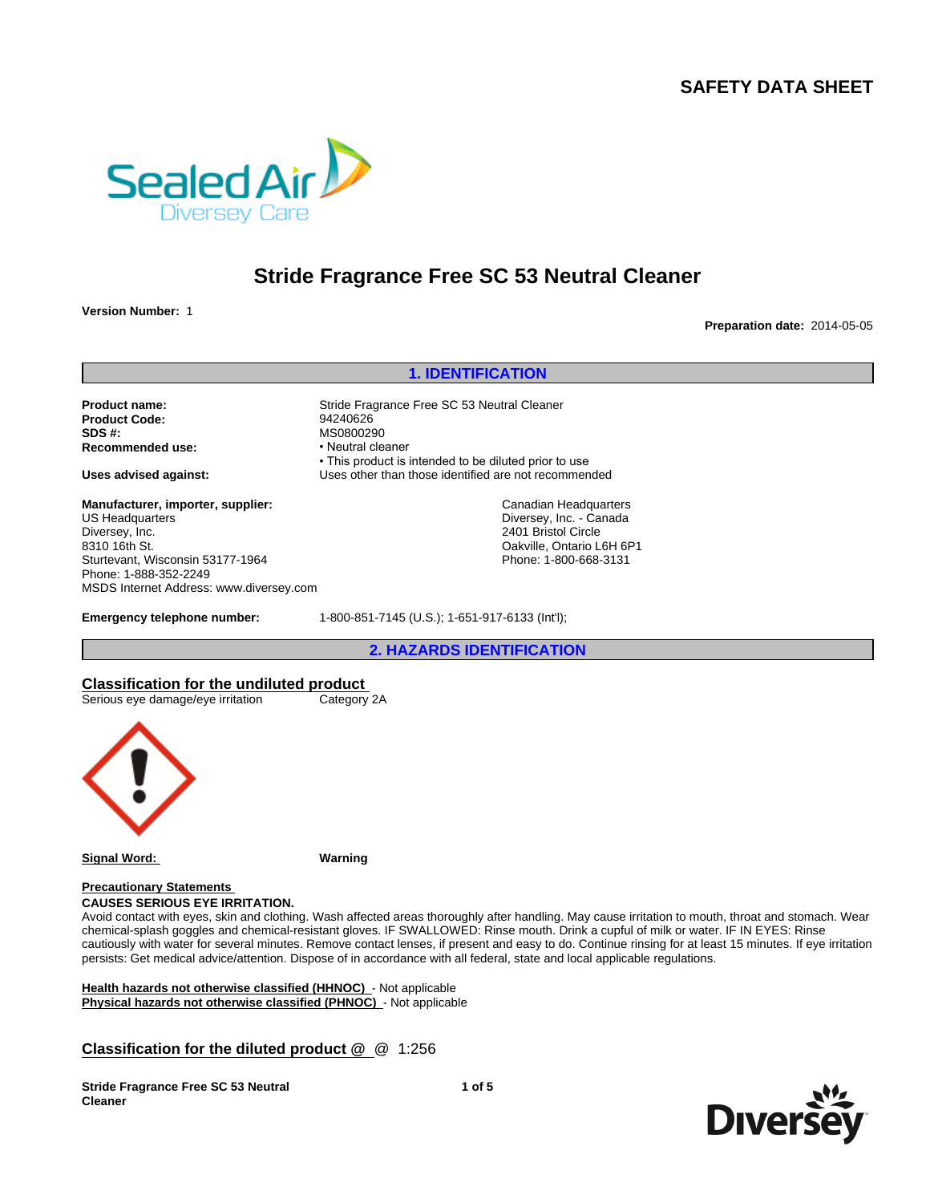# SAFETY DATA SHEET

## Stride Fragrance Free SC 53 Neutral Cleaner

**Version Number:** 1

**Preparation date:** 2014-05-05

## 1. IDENTIFICATION

**Product name:** Stride Fragrance Free SC 53 Neutral Cleaner
**Product Code:** 94240626
**SDS #:** MS0800290
**Recommended use:**
- Neutral cleaner
- This product is intended to be diluted prior to use

**Uses advised against:** Uses other than those identified are not recommended

**Manufacturer, importer, supplier:**
US Headquarters
Diversey, Inc.
8310 16th St.
Sturtevant, Wisconsin 53177-1964
Phone: 1-888-352-2249
MSDS Internet Address: www.diversey.com

Canadian Headquarters
Diversey, Inc. - Canada
2401 Bristol Circle
Oakville, Ontario L6H 6P1
Phone: 1-800-668-3131

**Emergency telephone number:** 1-800-851-7145 (U.S.); 1-651-917-6133 (Int'l);

## 2. HAZARDS IDENTIFICATION

### Classification for the undiluted product

Serious eye damage/eye irritation — Category 2A

**Signal Word:** Warning

**Precautionary Statements**

**CAUSES SERIOUS EYE IRRITATION.**
Avoid contact with eyes, skin and clothing. Wash affected areas thoroughly after handling. May cause irritation to mouth, throat and stomach. Wear chemical-splash goggles and chemical-resistant gloves. IF SWALLOWED: Rinse mouth. Drink a cupful of milk or water. IF IN EYES: Rinse cautiously with water for several minutes. Remove contact lenses, if present and easy to do. Continue rinsing for at least 15 minutes. If eye irritation persists: Get medical advice/attention. Dispose of in accordance with all federal, state and local applicable regulations.

**Health hazards not otherwise classified (HHNOC)** - Not applicable
**Physical hazards not otherwise classified (PHNOC)** - Not applicable

### Classification for the diluted product @ @ 1:256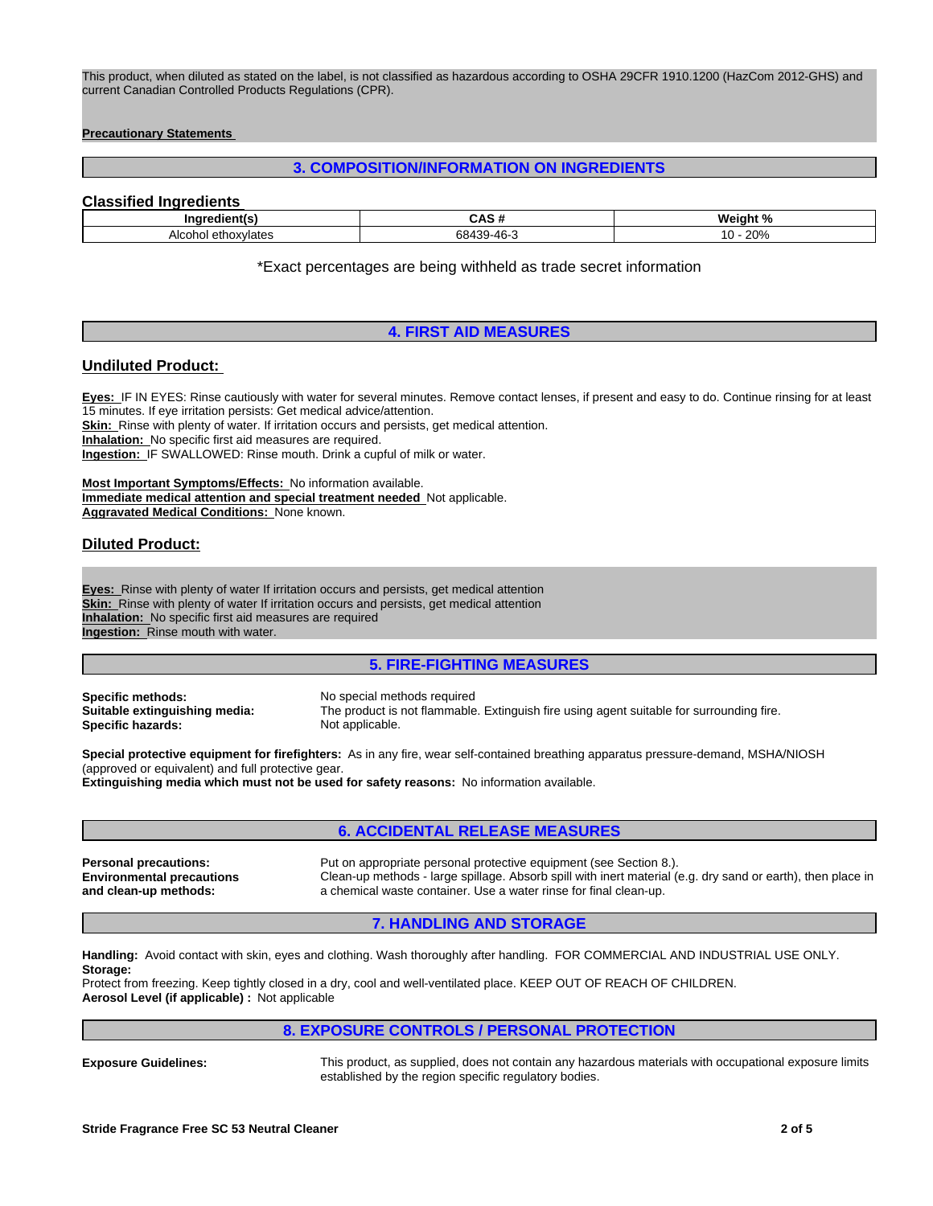This product, when diluted as stated on the label, is not classified as hazardous according to OSHA 29CFR 1910.1200 (HazCom 2012-GHS) and current Canadian Controlled Products Regulations (CPR).

**Precautionary Statements**

## 3. COMPOSITION/INFORMATION ON INGREDIENTS

### Classified Ingredients

| Ingredient(s) | CAS # | Weight % |
|---|---|---|
| Alcohol ethoxylates | 68439-46-3 | 10 - 20% |

*Exact percentages are being withheld as trade secret information

## 4. FIRST AID MEASURES

### Undiluted Product:

**Eyes:** IF IN EYES: Rinse cautiously with water for several minutes. Remove contact lenses, if present and easy to do. Continue rinsing for at least 15 minutes. If eye irritation persists: Get medical advice/attention.
**Skin:** Rinse with plenty of water. If irritation occurs and persists, get medical attention.
**Inhalation:** No specific first aid measures are required.
**Ingestion:** IF SWALLOWED: Rinse mouth. Drink a cupful of milk or water.

**Most Important Symptoms/Effects:** No information available.
**Immediate medical attention and special treatment needed** Not applicable.
**Aggravated Medical Conditions:** None known.

### Diluted Product:

**Eyes:** Rinse with plenty of water If irritation occurs and persists, get medical attention
**Skin:** Rinse with plenty of water If irritation occurs and persists, get medical attention
**Inhalation:** No specific first aid measures are required
**Ingestion:** Rinse mouth with water.

## 5. FIRE-FIGHTING MEASURES

**Specific methods:** No special methods required
**Suitable extinguishing media:** The product is not flammable. Extinguish fire using agent suitable for surrounding fire.
**Specific hazards:** Not applicable.

**Special protective equipment for firefighters:** As in any fire, wear self-contained breathing apparatus pressure-demand, MSHA/NIOSH (approved or equivalent) and full protective gear.
**Extinguishing media which must not be used for safety reasons:** No information available.

## 6. ACCIDENTAL RELEASE MEASURES

**Personal precautions:** Put on appropriate personal protective equipment (see Section 8.).
**Environmental precautions and clean-up methods:** Clean-up methods - large spillage. Absorb spill with inert material (e.g. dry sand or earth), then place in a chemical waste container. Use a water rinse for final clean-up.

## 7. HANDLING AND STORAGE

**Handling:** Avoid contact with skin, eyes and clothing. Wash thoroughly after handling. FOR COMMERCIAL AND INDUSTRIAL USE ONLY.
**Storage:**
Protect from freezing. Keep tightly closed in a dry, cool and well-ventilated place. KEEP OUT OF REACH OF CHILDREN.
**Aerosol Level (if applicable) :** Not applicable

## 8. EXPOSURE CONTROLS / PERSONAL PROTECTION

**Exposure Guidelines:** This product, as supplied, does not contain any hazardous materials with occupational exposure limits established by the region specific regulatory bodies.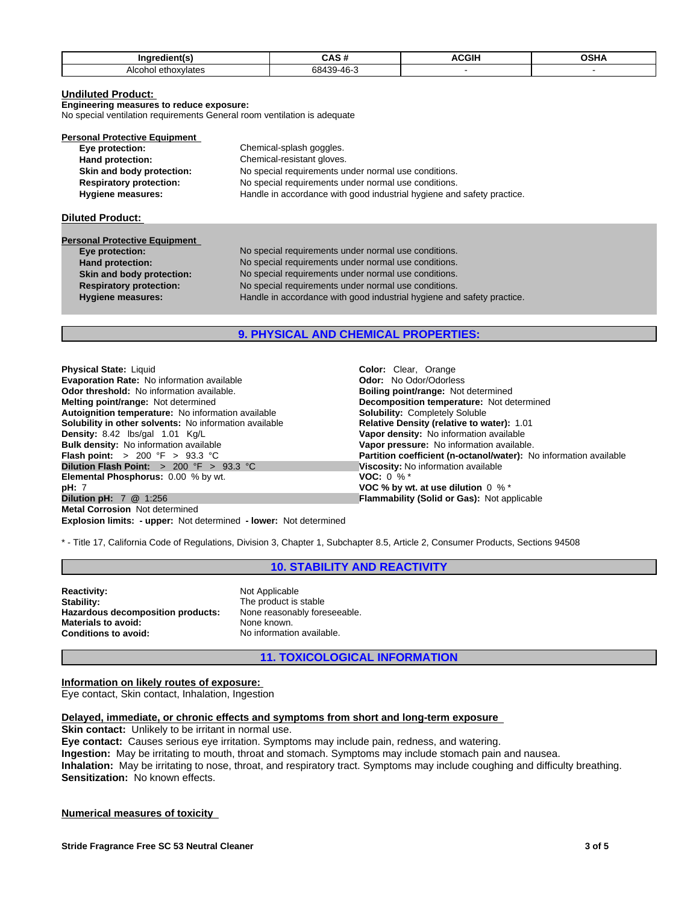| Ingredient(s) | CAS # | ACGIH | OSHA |
|---|---|---|---|
| Alcohol ethoxylates | 68439-46-3 | - | - |

**Undiluted Product:**

**Engineering measures to reduce exposure:**
No special ventilation requirements General room ventilation is adequate

**Personal Protective Equipment**

| | |
|---|---|
| **Eye protection:** | Chemical-splash goggles. |
| **Hand protection:** | Chemical-resistant gloves. |
| **Skin and body protection:** | No special requirements under normal use conditions. |
| **Respiratory protection:** | No special requirements under normal use conditions. |
| **Hygiene measures:** | Handle in accordance with good industrial hygiene and safety practice. |

**Diluted Product:**

**Personal Protective Equipment**

| | |
|---|---|
| **Eye protection:** | No special requirements under normal use conditions. |
| **Hand protection:** | No special requirements under normal use conditions. |
| **Skin and body protection:** | No special requirements under normal use conditions. |
| **Respiratory protection:** | No special requirements under normal use conditions. |
| **Hygiene measures:** | Handle in accordance with good industrial hygiene and safety practice. |

## 9. PHYSICAL AND CHEMICAL PROPERTIES:

**Physical State:** Liquid
**Evaporation Rate:** No information available
**Odor threshold:** No information available.
**Melting point/range:** Not determined
**Autoignition temperature:** No information available
**Solubility in other solvents:** No information available
**Density:** 8.42 lbs/gal 1.01 Kg/L
**Bulk density:** No information available
**Flash point:** > 200 °F > 93.3 °C
**Dilution Flash Point:** > 200 °F > 93.3 °C
**Elemental Phosphorus:** 0.00 % by wt.
**pH:** 7
**Dilution pH:** 7 @ 1:256
**Metal Corrosion** Not determined
**Explosion limits:** **- upper:** Not determined **- lower:** Not determined

**Color:** Clear, Orange
**Odor:** No Odor/Odorless
**Boiling point/range:** Not determined
**Decomposition temperature:** Not determined
**Solubility:** Completely Soluble
**Relative Density (relative to water):** 1.01
**Vapor density:** No information available
**Vapor pressure:** No information available.
**Partition coefficient (n-octanol/water):** No information available
**Viscosity:** No information available
**VOC:** 0 % *
**VOC % by wt. at use dilution** 0 % *
**Flammability (Solid or Gas):** Not applicable

* - Title 17, California Code of Regulations, Division 3, Chapter 1, Subchapter 8.5, Article 2, Consumer Products, Sections 94508

## 10. STABILITY AND REACTIVITY

| | |
|---|---|
| **Reactivity:** | Not Applicable |
| **Stability:** | The product is stable |
| **Hazardous decomposition products:** | None reasonably foreseeable. |
| **Materials to avoid:** | None known. |
| **Conditions to avoid:** | No information available. |

## 11. TOXICOLOGICAL INFORMATION

**Information on likely routes of exposure:**
Eye contact, Skin contact, Inhalation, Ingestion

**Delayed, immediate, or chronic effects and symptoms from short and long-term exposure**
**Skin contact:** Unlikely to be irritant in normal use.
**Eye contact:** Causes serious eye irritation. Symptoms may include pain, redness, and watering.
**Ingestion:** May be irritating to mouth, throat and stomach. Symptoms may include stomach pain and nausea.
**Inhalation:** May be irritating to nose, throat, and respiratory tract. Symptoms may include coughing and difficulty breathing.
**Sensitization:** No known effects.

**Numerical measures of toxicity**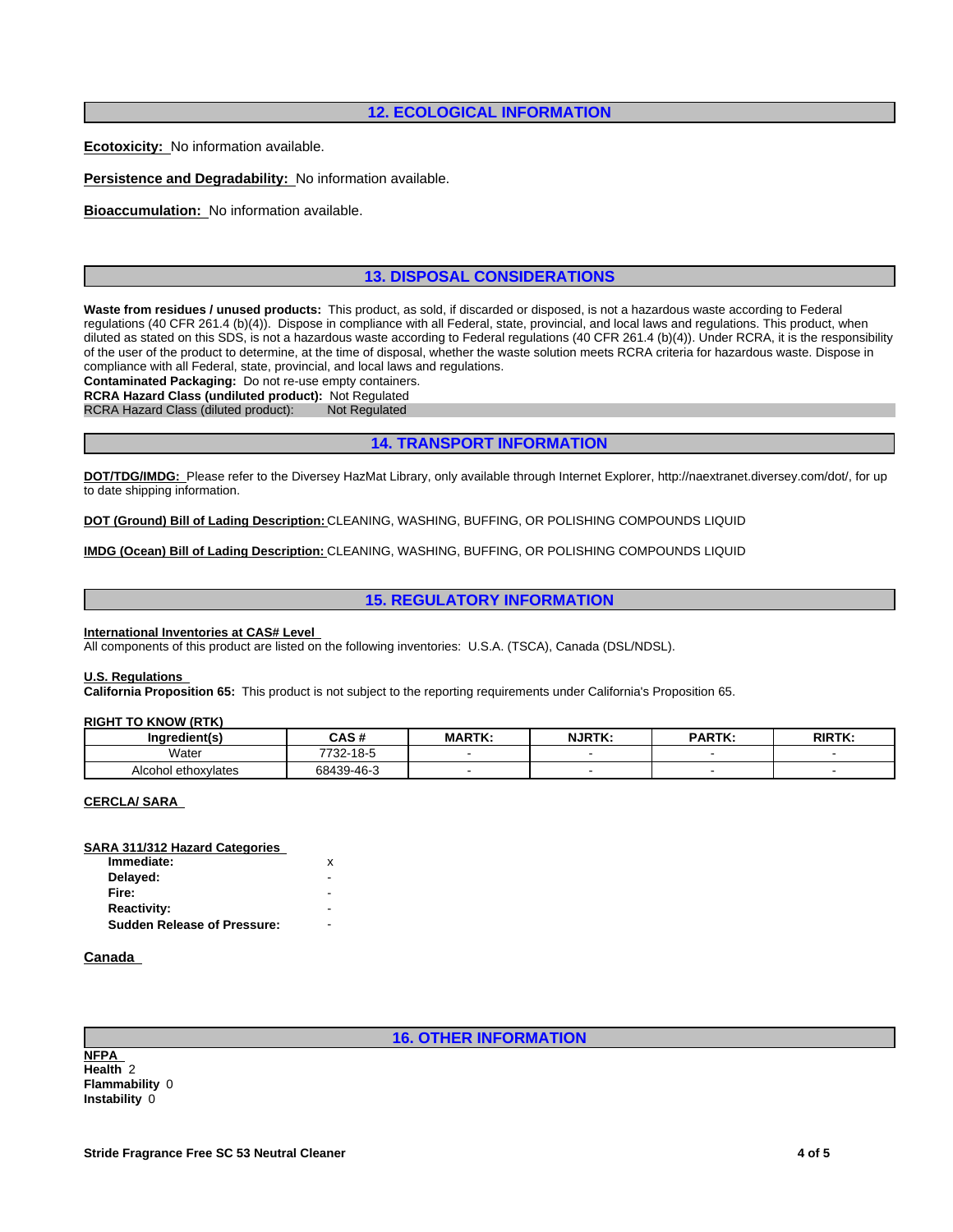## 12. ECOLOGICAL INFORMATION

**Ecotoxicity:** No information available.

**Persistence and Degradability:** No information available.

**Bioaccumulation:** No information available.

## 13. DISPOSAL CONSIDERATIONS

**Waste from residues / unused products:** This product, as sold, if discarded or disposed, is not a hazardous waste according to Federal regulations (40 CFR 261.4 (b)(4)). Dispose in compliance with all Federal, state, provincial, and local laws and regulations. This product, when diluted as stated on this SDS, is not a hazardous waste according to Federal regulations (40 CFR 261.4 (b)(4)). Under RCRA, it is the responsibility of the user of the product to determine, at the time of disposal, whether the waste solution meets RCRA criteria for hazardous waste. Dispose in compliance with all Federal, state, provincial, and local laws and regulations.

**Contaminated Packaging:** Do not re-use empty containers.

**RCRA Hazard Class (undiluted product):** Not Regulated

RCRA Hazard Class (diluted product): Not Regulated

## 14. TRANSPORT INFORMATION

**DOT/TDG/IMDG:** Please refer to the Diversey HazMat Library, only available through Internet Explorer, http://naextranet.diversey.com/dot/, for up to date shipping information.

**DOT (Ground) Bill of Lading Description:** CLEANING, WASHING, BUFFING, OR POLISHING COMPOUNDS LIQUID

**IMDG (Ocean) Bill of Lading Description:** CLEANING, WASHING, BUFFING, OR POLISHING COMPOUNDS LIQUID

## 15. REGULATORY INFORMATION

**International Inventories at CAS# Level**

All components of this product are listed on the following inventories: U.S.A. (TSCA), Canada (DSL/NDSL).

**U.S. Regulations**

**California Proposition 65:** This product is not subject to the reporting requirements under California's Proposition 65.

**RIGHT TO KNOW (RTK)**

| Ingredient(s) | CAS # | MARTK: | NJRTK: | PARTK: | RIRTK: |
|---|---|---|---|---|---|
| Water | 7732-18-5 | - | - | - | - |
| Alcohol ethoxylates | 68439-46-3 | - | - | - | - |

**CERCLA/ SARA**

**SARA 311/312 Hazard Categories**

| | |
|---|---|
| **Immediate:** | x |
| **Delayed:** | - |
| **Fire:** | - |
| **Reactivity:** | - |
| **Sudden Release of Pressure:** | - |

**Canada**

## 16. OTHER INFORMATION

**NFPA**

**Health** 2

**Flammability** 0

**Instability** 0

**Stride Fragrance Free SC 53 Neutral Cleaner**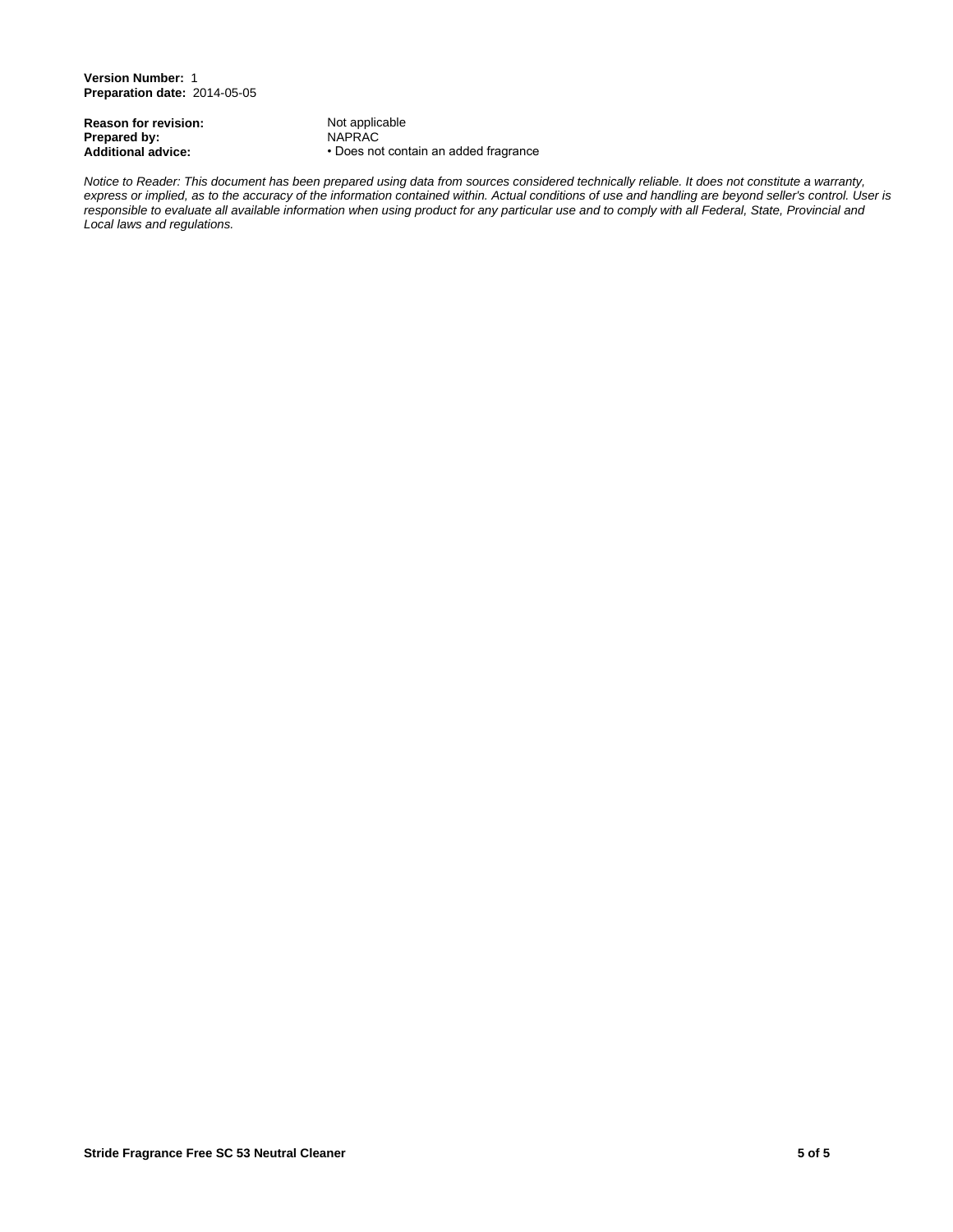**Version Number:** 1
**Preparation date:** 2014-05-05

**Reason for revision:** Not applicable
**Prepared by:** NAPRAC
**Additional advice:** • Does not contain an added fragrance

*Notice to Reader: This document has been prepared using data from sources considered technically reliable. It does not constitute a warranty, express or implied, as to the accuracy of the information contained within. Actual conditions of use and handling are beyond seller's control. User is responsible to evaluate all available information when using product for any particular use and to comply with all Federal, State, Provincial and Local laws and regulations.*